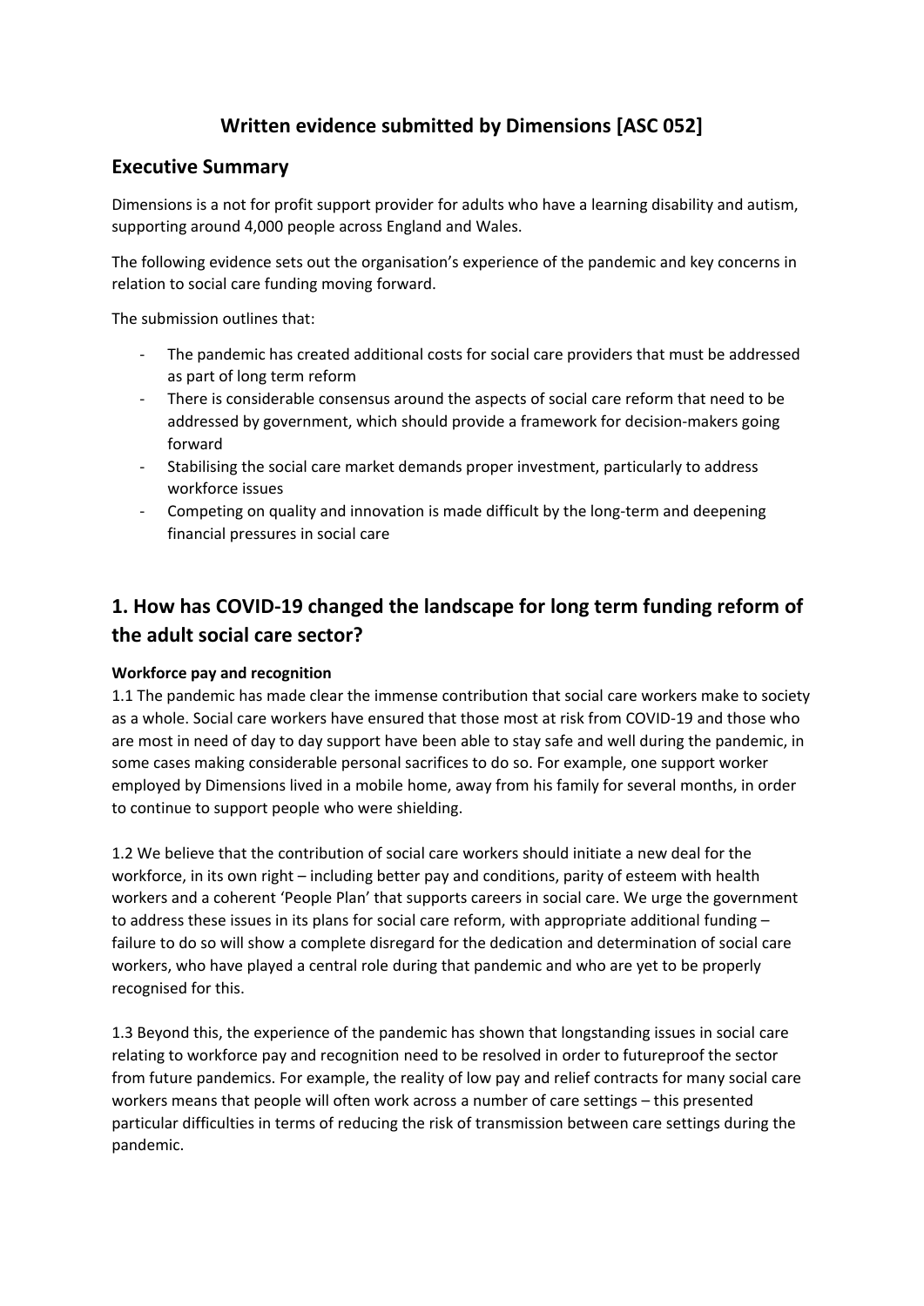# Written evidence submitted by Dimensions [ASC 052]

## Executive Summary

Dimensions is a not for profit support provider for adults who have a learning disability and autism, supporting around 4,000 people across England and Wales.

The following evidence sets out the organisation's experience of the pandemic and key concerns in relation to social care funding moving forward.

The submission outlines that:

- The pandemic has created additional costs for social care providers that must be addressed as part of long term reform
- There is considerable consensus around the aspects of social care reform that need to be addressed by government, which should provide a framework for decision-makers going forward
- Stabilising the social care market demands proper investment, particularly to address workforce issues
- Competing on quality and innovation is made difficult by the long-term and deepening financial pressures in social care

## 1. How has COVID-19 changed the landscape for long term funding reform of the adult social care sector?

**Workforce pay and recognition**

1.1 The pandemic has made clear the immense contribution that social care workers make to society as a whole. Social care workers have ensured that those most at risk from COVID-19 and those who are most in need of day to day support have been able to stay safe and well during the pandemic, in some cases making considerable personal sacrifices to do so. For example, one support worker employed by Dimensions lived in a mobile home, away from his family for several months, in order to continue to support people who were shielding.

1.2 We believe that the contribution of social care workers should initiate a new deal for the workforce, in its own right – including better pay and conditions, parity of esteem with health workers and a coherent 'People Plan' that supports careers in social care. We urge the government to address these issues in its plans for social care reform, with appropriate additional funding – failure to do so will show a complete disregard for the dedication and determination of social care workers, who have played a central role during that pandemic and who are yet to be properly recognised for this.

1.3 Beyond this, the experience of the pandemic has shown that longstanding issues in social care relating to workforce pay and recognition need to be resolved in order to futureproof the sector from future pandemics. For example, the reality of low pay and relief contracts for many social care workers means that people will often work across a number of care settings – this presented particular difficulties in terms of reducing the risk of transmission between care settings during the pandemic.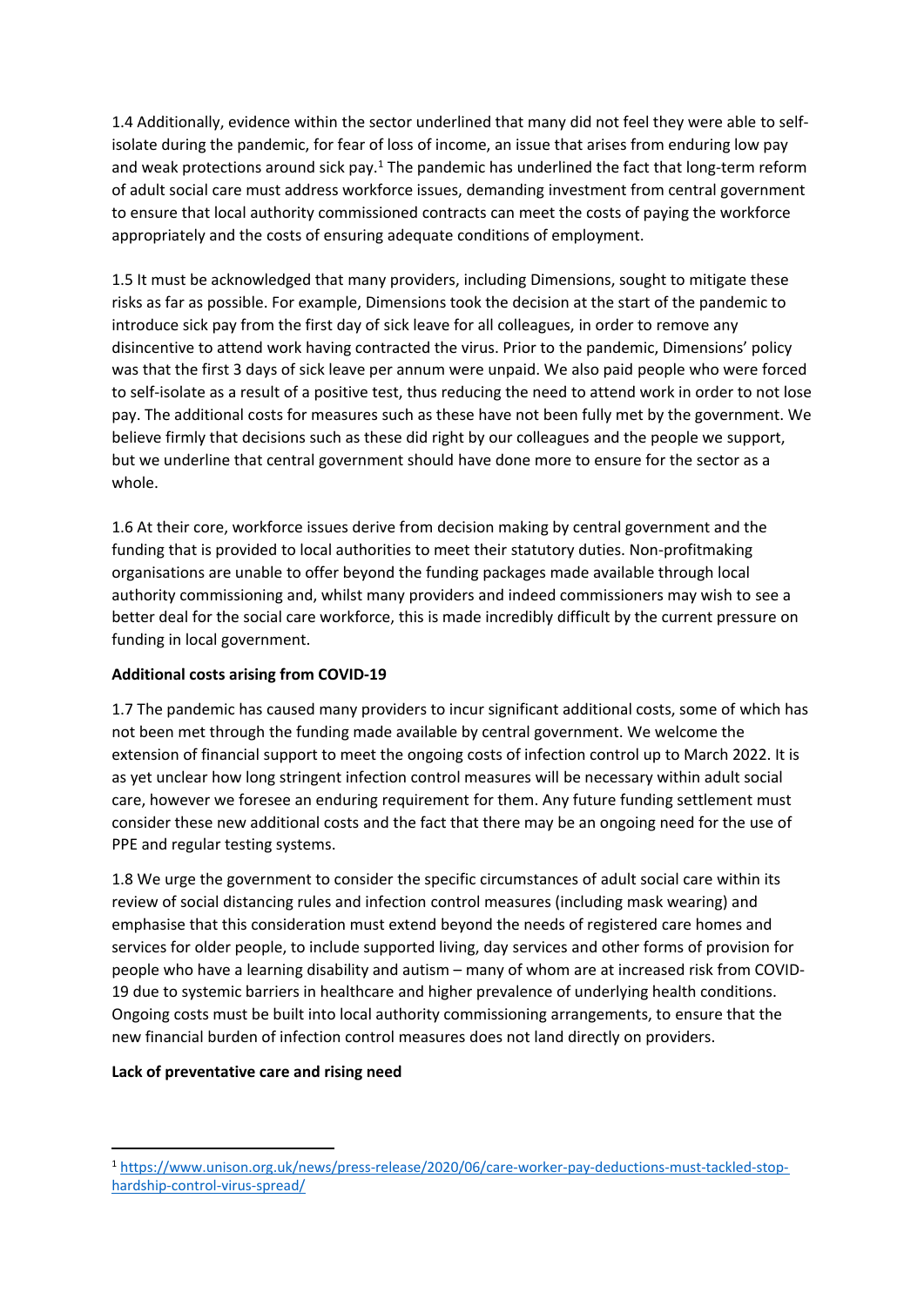1.4 Additionally, evidence within the sector underlined that many did not feel they were able to self-isolate during the pandemic, for fear of loss of income, an issue that arises from enduring low pay and weak protections around sick pay.[1] The pandemic has underlined the fact that long-term reform of adult social care must address workforce issues, demanding investment from central government to ensure that local authority commissioned contracts can meet the costs of paying the workforce appropriately and the costs of ensuring adequate conditions of employment.

1.5 It must be acknowledged that many providers, including Dimensions, sought to mitigate these risks as far as possible. For example, Dimensions took the decision at the start of the pandemic to introduce sick pay from the first day of sick leave for all colleagues, in order to remove any disincentive to attend work having contracted the virus. Prior to the pandemic, Dimensions' policy was that the first 3 days of sick leave per annum were unpaid. We also paid people who were forced to self-isolate as a result of a positive test, thus reducing the need to attend work in order to not lose pay. The additional costs for measures such as these have not been fully met by the government. We believe firmly that decisions such as these did right by our colleagues and the people we support, but we underline that central government should have done more to ensure for the sector as a whole.

1.6 At their core, workforce issues derive from decision making by central government and the funding that is provided to local authorities to meet their statutory duties. Non-profitmaking organisations are unable to offer beyond the funding packages made available through local authority commissioning and, whilst many providers and indeed commissioners may wish to see a better deal for the social care workforce, this is made incredibly difficult by the current pressure on funding in local government.

**Additional costs arising from COVID-19**

1.7 The pandemic has caused many providers to incur significant additional costs, some of which has not been met through the funding made available by central government. We welcome the extension of financial support to meet the ongoing costs of infection control up to March 2022. It is as yet unclear how long stringent infection control measures will be necessary within adult social care, however we foresee an enduring requirement for them. Any future funding settlement must consider these new additional costs and the fact that there may be an ongoing need for the use of PPE and regular testing systems.

1.8 We urge the government to consider the specific circumstances of adult social care within its review of social distancing rules and infection control measures (including mask wearing) and emphasise that this consideration must extend beyond the needs of registered care homes and services for older people, to include supported living, day services and other forms of provision for people who have a learning disability and autism – many of whom are at increased risk from COVID-19 due to systemic barriers in healthcare and higher prevalence of underlying health conditions. Ongoing costs must be built into local authority commissioning arrangements, to ensure that the new financial burden of infection control measures does not land directly on providers.

**Lack of preventative care and rising need**

[1] https://www.unison.org.uk/news/press-release/2020/06/care-worker-pay-deductions-must-tackled-stop-hardship-control-virus-spread/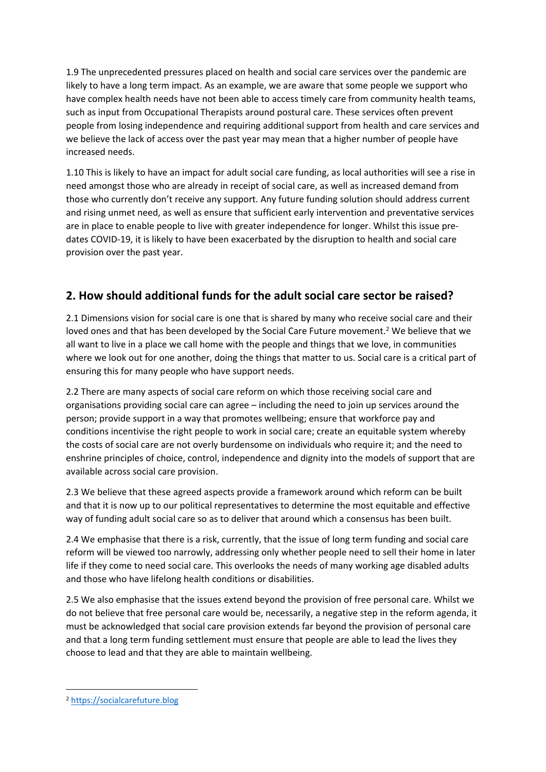1.9 The unprecedented pressures placed on health and social care services over the pandemic are likely to have a long term impact. As an example, we are aware that some people we support who have complex health needs have not been able to access timely care from community health teams, such as input from Occupational Therapists around postural care. These services often prevent people from losing independence and requiring additional support from health and care services and we believe the lack of access over the past year may mean that a higher number of people have increased needs.

1.10 This is likely to have an impact for adult social care funding, as local authorities will see a rise in need amongst those who are already in receipt of social care, as well as increased demand from those who currently don't receive any support. Any future funding solution should address current and rising unmet need, as well as ensure that sufficient early intervention and preventative services are in place to enable people to live with greater independence for longer. Whilst this issue pre-dates COVID-19, it is likely to have been exacerbated by the disruption to health and social care provision over the past year.

## 2. How should additional funds for the adult social care sector be raised?

2.1 Dimensions vision for social care is one that is shared by many who receive social care and their loved ones and that has been developed by the Social Care Future movement.[2] We believe that we all want to live in a place we call home with the people and things that we love, in communities where we look out for one another, doing the things that matter to us. Social care is a critical part of ensuring this for many people who have support needs.

2.2 There are many aspects of social care reform on which those receiving social care and organisations providing social care can agree – including the need to join up services around the person; provide support in a way that promotes wellbeing; ensure that workforce pay and conditions incentivise the right people to work in social care; create an equitable system whereby the costs of social care are not overly burdensome on individuals who require it; and the need to enshrine principles of choice, control, independence and dignity into the models of support that are available across social care provision.

2.3 We believe that these agreed aspects provide a framework around which reform can be built and that it is now up to our political representatives to determine the most equitable and effective way of funding adult social care so as to deliver that around which a consensus has been built.

2.4 We emphasise that there is a risk, currently, that the issue of long term funding and social care reform will be viewed too narrowly, addressing only whether people need to sell their home in later life if they come to need social care. This overlooks the needs of many working age disabled adults and those who have lifelong health conditions or disabilities.

2.5 We also emphasise that the issues extend beyond the provision of free personal care. Whilst we do not believe that free personal care would be, necessarily, a negative step in the reform agenda, it must be acknowledged that social care provision extends far beyond the provision of personal care and that a long term funding settlement must ensure that people are able to lead the lives they choose to lead and that they are able to maintain wellbeing.

---

[2] https://socialcarefuture.blog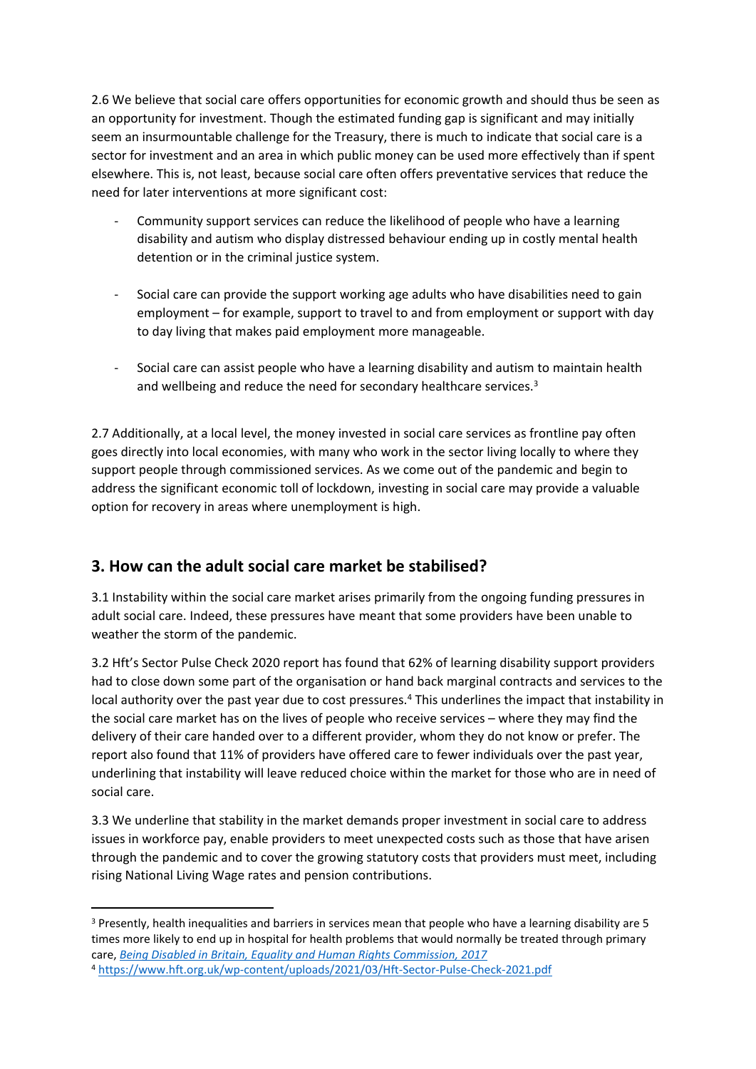2.6 We believe that social care offers opportunities for economic growth and should thus be seen as an opportunity for investment. Though the estimated funding gap is significant and may initially seem an insurmountable challenge for the Treasury, there is much to indicate that social care is a sector for investment and an area in which public money can be used more effectively than if spent elsewhere. This is, not least, because social care often offers preventative services that reduce the need for later interventions at more significant cost:

- Community support services can reduce the likelihood of people who have a learning disability and autism who display distressed behaviour ending up in costly mental health detention or in the criminal justice system.

- Social care can provide the support working age adults who have disabilities need to gain employment – for example, support to travel to and from employment or support with day to day living that makes paid employment more manageable.

- Social care can assist people who have a learning disability and autism to maintain health and wellbeing and reduce the need for secondary healthcare services.[3]

2.7 Additionally, at a local level, the money invested in social care services as frontline pay often goes directly into local economies, with many who work in the sector living locally to where they support people through commissioned services. As we come out of the pandemic and begin to address the significant economic toll of lockdown, investing in social care may provide a valuable option for recovery in areas where unemployment is high.

## 3. How can the adult social care market be stabilised?

3.1 Instability within the social care market arises primarily from the ongoing funding pressures in adult social care. Indeed, these pressures have meant that some providers have been unable to weather the storm of the pandemic.

3.2 Hft's Sector Pulse Check 2020 report has found that 62% of learning disability support providers had to close down some part of the organisation or hand back marginal contracts and services to the local authority over the past year due to cost pressures.[4] This underlines the impact that instability in the social care market has on the lives of people who receive services – where they may find the delivery of their care handed over to a different provider, whom they do not know or prefer. The report also found that 11% of providers have offered care to fewer individuals over the past year, underlining that instability will leave reduced choice within the market for those who are in need of social care.

3.3 We underline that stability in the market demands proper investment in social care to address issues in workforce pay, enable providers to meet unexpected costs such as those that have arisen through the pandemic and to cover the growing statutory costs that providers must meet, including rising National Living Wage rates and pension contributions.

---

[3] Presently, health inequalities and barriers in services mean that people who have a learning disability are 5 times more likely to end up in hospital for health problems that would normally be treated through primary care, *Being Disabled in Britain, Equality and Human Rights Commission, 2017*

[4] https://www.hft.org.uk/wp-content/uploads/2021/03/Hft-Sector-Pulse-Check-2021.pdf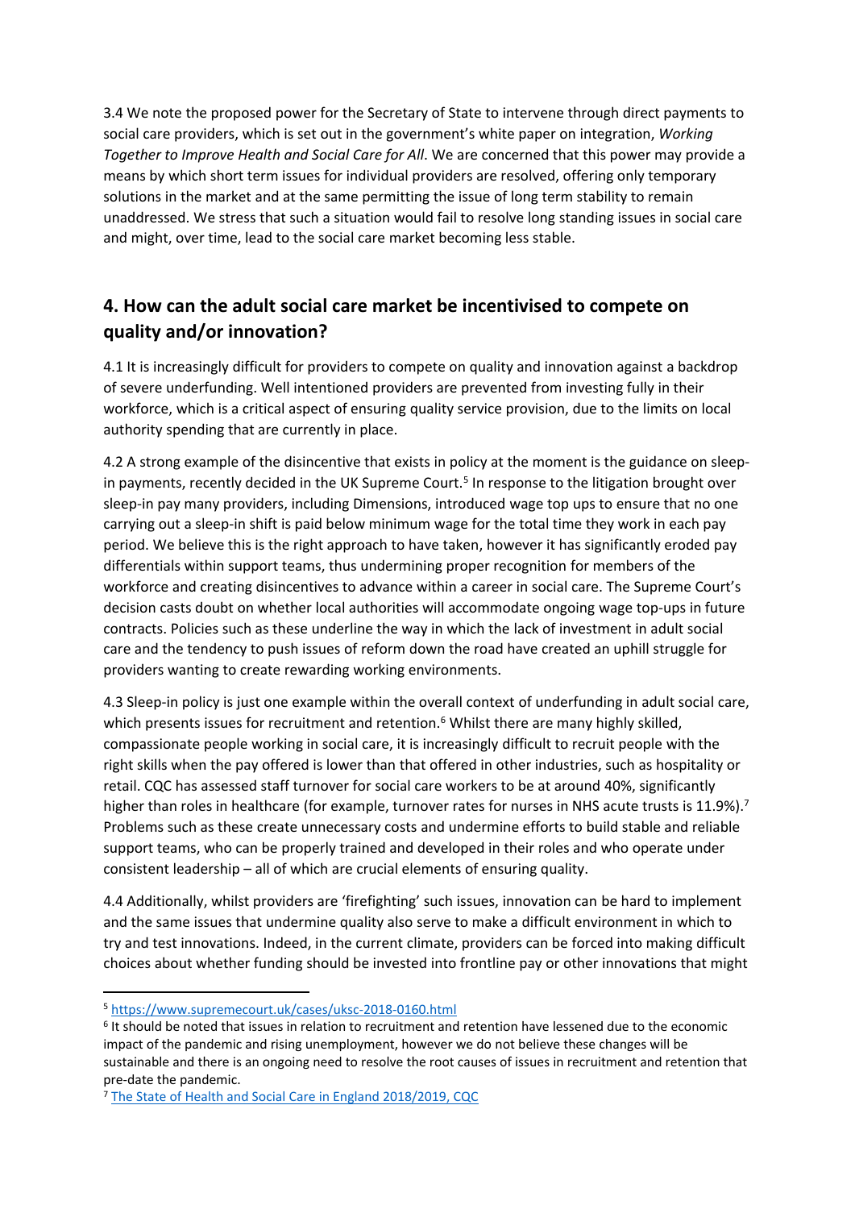3.4 We note the proposed power for the Secretary of State to intervene through direct payments to social care providers, which is set out in the government's white paper on integration, *Working Together to Improve Health and Social Care for All*. We are concerned that this power may provide a means by which short term issues for individual providers are resolved, offering only temporary solutions in the market and at the same permitting the issue of long term stability to remain unaddressed. We stress that such a situation would fail to resolve long standing issues in social care and might, over time, lead to the social care market becoming less stable.

## 4. How can the adult social care market be incentivised to compete on quality and/or innovation?

4.1 It is increasingly difficult for providers to compete on quality and innovation against a backdrop of severe underfunding. Well intentioned providers are prevented from investing fully in their workforce, which is a critical aspect of ensuring quality service provision, due to the limits on local authority spending that are currently in place.

4.2 A strong example of the disincentive that exists in policy at the moment is the guidance on sleep-in payments, recently decided in the UK Supreme Court.[5] In response to the litigation brought over sleep-in pay many providers, including Dimensions, introduced wage top ups to ensure that no one carrying out a sleep-in shift is paid below minimum wage for the total time they work in each pay period. We believe this is the right approach to have taken, however it has significantly eroded pay differentials within support teams, thus undermining proper recognition for members of the workforce and creating disincentives to advance within a career in social care. The Supreme Court's decision casts doubt on whether local authorities will accommodate ongoing wage top-ups in future contracts. Policies such as these underline the way in which the lack of investment in adult social care and the tendency to push issues of reform down the road have created an uphill struggle for providers wanting to create rewarding working environments.

4.3 Sleep-in policy is just one example within the overall context of underfunding in adult social care, which presents issues for recruitment and retention.[6] Whilst there are many highly skilled, compassionate people working in social care, it is increasingly difficult to recruit people with the right skills when the pay offered is lower than that offered in other industries, such as hospitality or retail. CQC has assessed staff turnover for social care workers to be at around 40%, significantly higher than roles in healthcare (for example, turnover rates for nurses in NHS acute trusts is 11.9%).[7] Problems such as these create unnecessary costs and undermine efforts to build stable and reliable support teams, who can be properly trained and developed in their roles and who operate under consistent leadership – all of which are crucial elements of ensuring quality.

4.4 Additionally, whilst providers are 'firefighting' such issues, innovation can be hard to implement and the same issues that undermine quality also serve to make a difficult environment in which to try and test innovations. Indeed, in the current climate, providers can be forced into making difficult choices about whether funding should be invested into frontline pay or other innovations that might

---

[5] https://www.supremecourt.uk/cases/uksc-2018-0160.html

[6] It should be noted that issues in relation to recruitment and retention have lessened due to the economic impact of the pandemic and rising unemployment, however we do not believe these changes will be sustainable and there is an ongoing need to resolve the root causes of issues in recruitment and retention that pre-date the pandemic.

[7] The State of Health and Social Care in England 2018/2019, CQC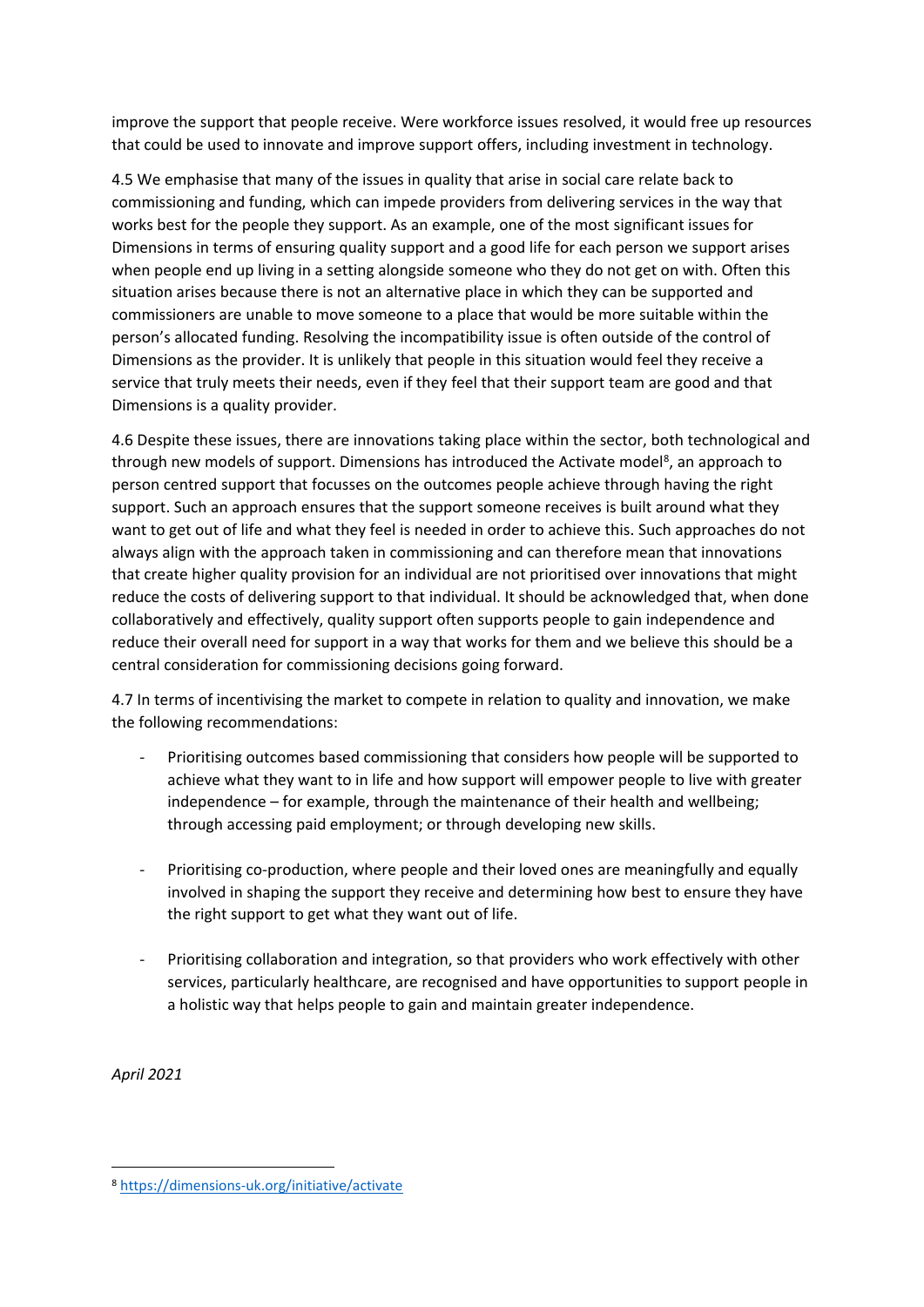improve the support that people receive. Were workforce issues resolved, it would free up resources that could be used to innovate and improve support offers, including investment in technology.

4.5 We emphasise that many of the issues in quality that arise in social care relate back to commissioning and funding, which can impede providers from delivering services in the way that works best for the people they support. As an example, one of the most significant issues for Dimensions in terms of ensuring quality support and a good life for each person we support arises when people end up living in a setting alongside someone who they do not get on with. Often this situation arises because there is not an alternative place in which they can be supported and commissioners are unable to move someone to a place that would be more suitable within the person's allocated funding. Resolving the incompatibility issue is often outside of the control of Dimensions as the provider. It is unlikely that people in this situation would feel they receive a service that truly meets their needs, even if they feel that their support team are good and that Dimensions is a quality provider.

4.6 Despite these issues, there are innovations taking place within the sector, both technological and through new models of support. Dimensions has introduced the Activate model[8], an approach to person centred support that focusses on the outcomes people achieve through having the right support. Such an approach ensures that the support someone receives is built around what they want to get out of life and what they feel is needed in order to achieve this. Such approaches do not always align with the approach taken in commissioning and can therefore mean that innovations that create higher quality provision for an individual are not prioritised over innovations that might reduce the costs of delivering support to that individual. It should be acknowledged that, when done collaboratively and effectively, quality support often supports people to gain independence and reduce their overall need for support in a way that works for them and we believe this should be a central consideration for commissioning decisions going forward.

4.7 In terms of incentivising the market to compete in relation to quality and innovation, we make the following recommendations:

- Prioritising outcomes based commissioning that considers how people will be supported to achieve what they want to in life and how support will empower people to live with greater independence – for example, through the maintenance of their health and wellbeing; through accessing paid employment; or through developing new skills.

- Prioritising co-production, where people and their loved ones are meaningfully and equally involved in shaping the support they receive and determining how best to ensure they have the right support to get what they want out of life.

- Prioritising collaboration and integration, so that providers who work effectively with other services, particularly healthcare, are recognised and have opportunities to support people in a holistic way that helps people to gain and maintain greater independence.

*April 2021*

---

[8] https://dimensions-uk.org/initiative/activate